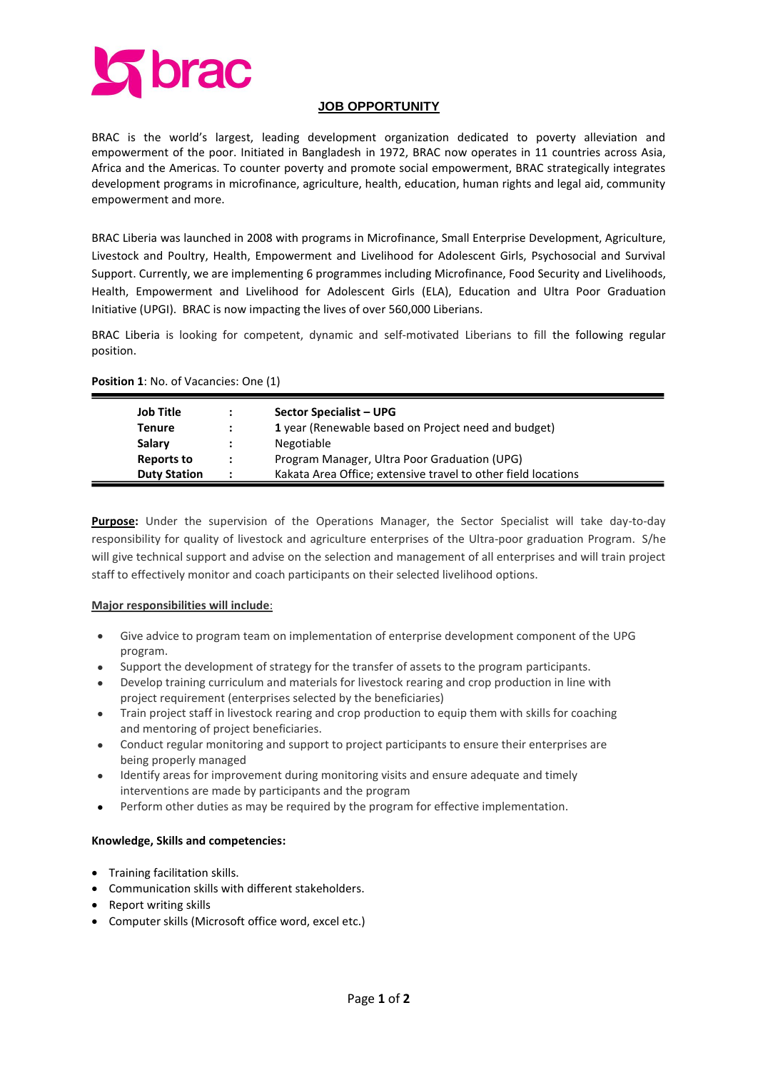## JOB OPPORTUNITY

BRAC is the world's largest, leading development organization dedicated to poverty alleviation and empowerment of the poor. Initiated in Bangladesh in 1972, BRAC now operates in 11 countries across Asia, Africa and the Americas. To counter poverty and promote social empowerment, BRAC strategically integrates development programs in microfinance, agriculture, health, education, human rights and legal aid, community empowerment and more.

BRAC Liberia was launched in 2008 with programs in Microfinance, Small Enterprise Development, Agriculture, Livestock and Poultry, Health, Empowerment and Livelihood for Adolescent Girls, Psychosocial and Survival Support. Currently, we are implementing 6 programmes including Microfinance, Food Security and Livelihoods, Health, Empowerment and Livelihood for Adolescent Girls (ELA), Education and Ultra Poor Graduation Initiative (UPGI). BRAC is now impacting the lives of over 560,000 Liberians.

BRAC Liberia is looking for competent, dynamic and self-motivated Liberians to fill the following regular position.

**Position 1**: No. of Vacancies: One (1)

| | | |
|---|---|---|
| **Job Title** | : | **Sector Specialist – UPG** |
| **Tenure** | : | **1** year (Renewable based on Project need and budget) |
| **Salary** | : | Negotiable |
| **Reports to** | : | Program Manager, Ultra Poor Graduation (UPG) |
| **Duty Station** | : | Kakata Area Office; extensive travel to other field locations |

**Purpose:** Under the supervision of the Operations Manager, the Sector Specialist will take day-to-day responsibility for quality of livestock and agriculture enterprises of the Ultra-poor graduation Program. S/he will give technical support and advise on the selection and management of all enterprises and will train project staff to effectively monitor and coach participants on their selected livelihood options.

**Major responsibilities will include**:

- Give advice to program team on implementation of enterprise development component of the UPG program.
- Support the development of strategy for the transfer of assets to the program participants.
- Develop training curriculum and materials for livestock rearing and crop production in line with project requirement (enterprises selected by the beneficiaries)
- Train project staff in livestock rearing and crop production to equip them with skills for coaching and mentoring of project beneficiaries.
- Conduct regular monitoring and support to project participants to ensure their enterprises are being properly managed
- Identify areas for improvement during monitoring visits and ensure adequate and timely interventions are made by participants and the program
- Perform other duties as may be required by the program for effective implementation.

**Knowledge, Skills and competencies:**

- Training facilitation skills.
- Communication skills with different stakeholders.
- Report writing skills
- Computer skills (Microsoft office word, excel etc.)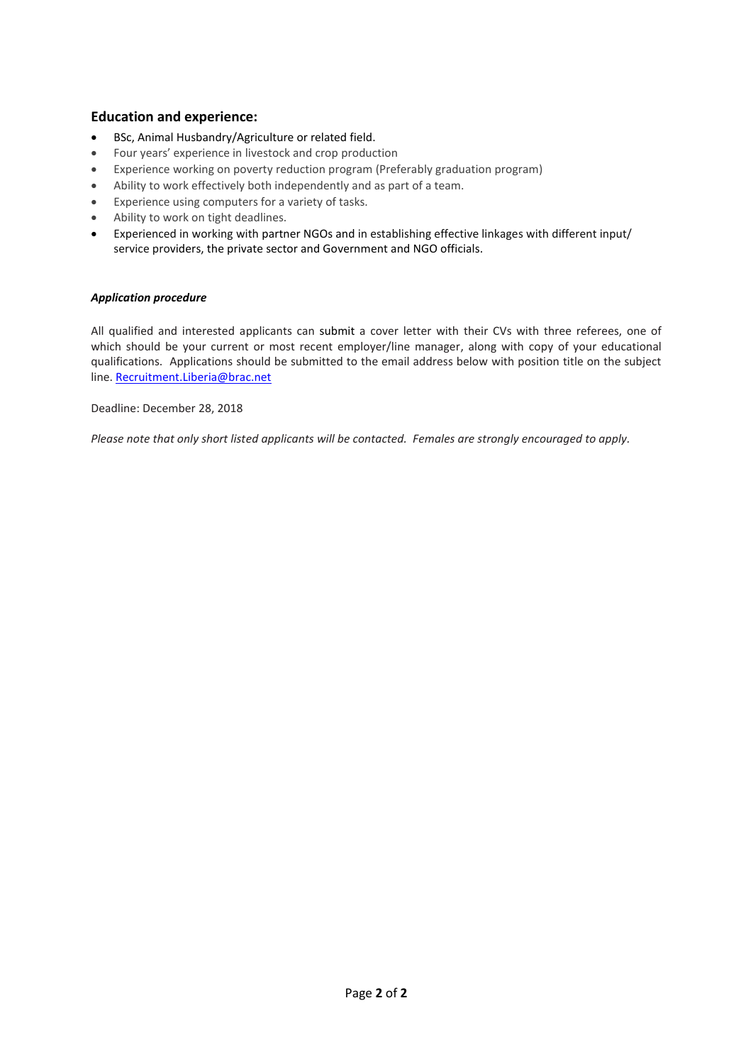## Education and experience:

- BSc, Animal Husbandry/Agriculture or related field.
- Four years' experience in livestock and crop production
- Experience working on poverty reduction program (Preferably graduation program)
- Ability to work effectively both independently and as part of a team.
- Experience using computers for a variety of tasks.
- Ability to work on tight deadlines.
- Experienced in working with partner NGOs and in establishing effective linkages with different input/ service providers, the private sector and Government and NGO officials.

***Application procedure***

All qualified and interested applicants can submit a cover letter with their CVs with three referees, one of which should be your current or most recent employer/line manager, along with copy of your educational qualifications. Applications should be submitted to the email address below with position title on the subject line. Recruitment.Liberia@brac.net

Deadline: December 28, 2018

*Please note that only short listed applicants will be contacted. Females are strongly encouraged to apply.*